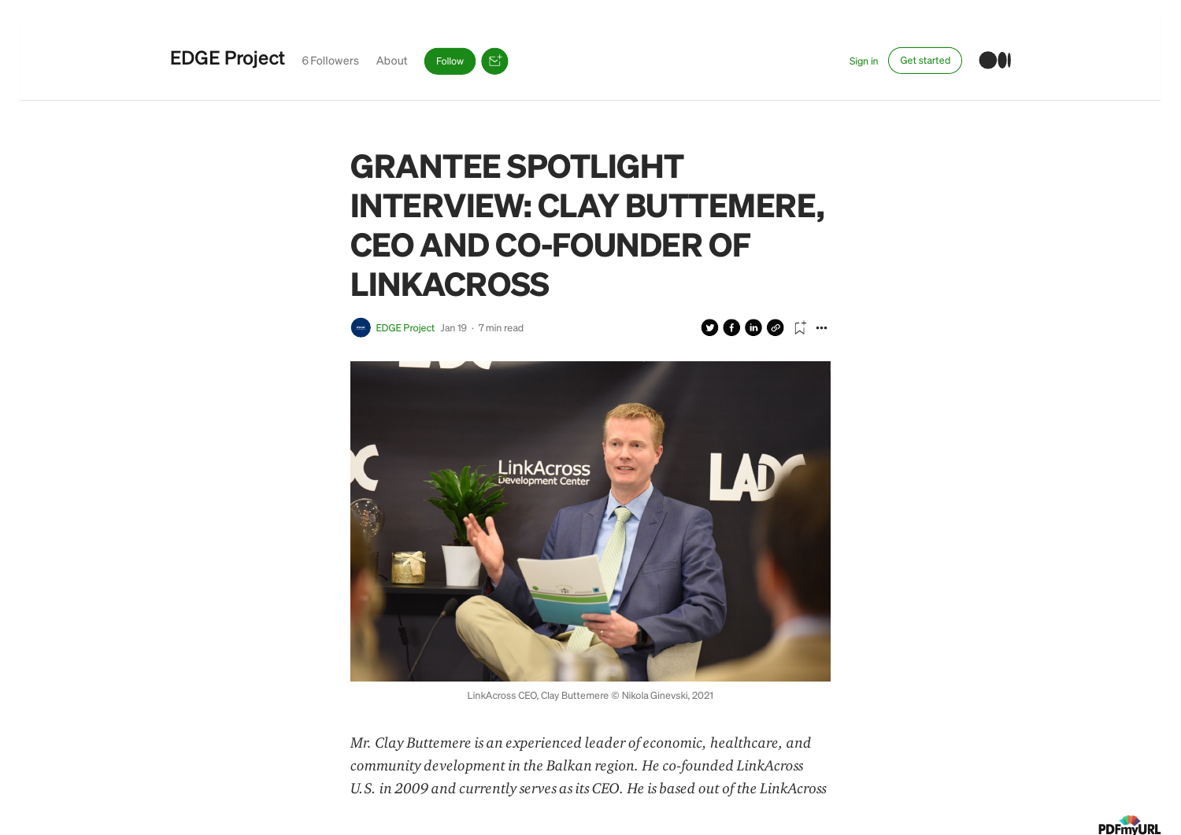# GRANTEE SPOTLIGHT INTERVIEW: CLAY BUTTEMERE, CEO AND CO-FOUNDER OF LINKACROSS

EDGE Project Jan 19 · 7 min read

LinkAcross CEO, Clay Buttemere © Nikola Ginevski, 2021

*Mr. Clay Buttemere is an experienced leader of economic, healthcare, and community development in the Balkan region. He co-founded LinkAcross U.S. in 2009 and currently serves as its CEO. He is based out of the LinkAcross*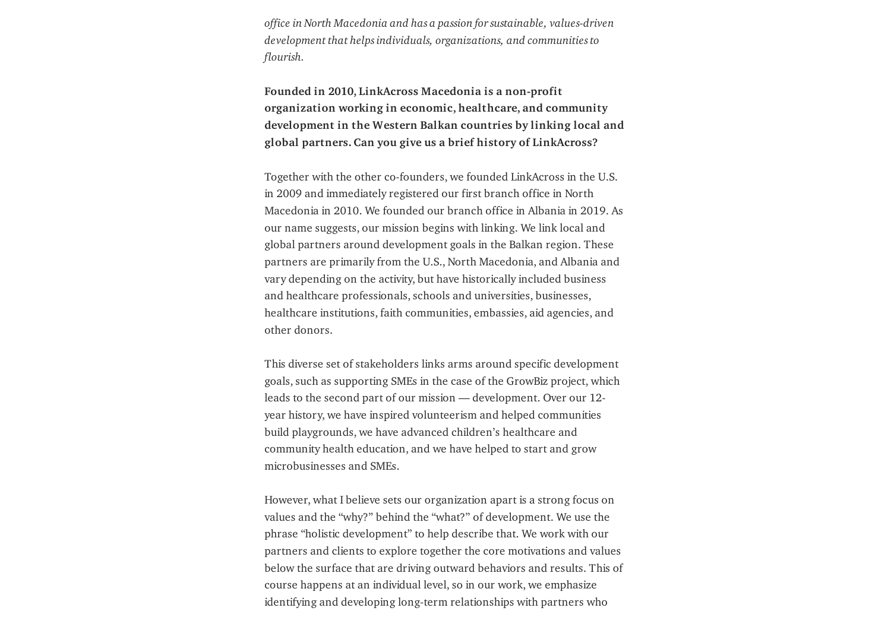*office in North Macedonia and has a passion for sustainable, values-driven development that helps individuals, organizations, and communities to flourish.*

**Founded in 2010, LinkAcross Macedonia is a non-profit organization working in economic, healthcare, and community development in the Western Balkan countries by linking local and global partners. Can you give us a brief history of LinkAcross?**

Together with the other co-founders, we founded LinkAcross in the U.S. in 2009 and immediately registered our first branch office in North Macedonia in 2010. We founded our branch office in Albania in 2019. As our name suggests, our mission begins with linking. We link local and global partners around development goals in the Balkan region. These partners are primarily from the U.S., North Macedonia, and Albania and vary depending on the activity, but have historically included business and healthcare professionals, schools and universities, businesses, healthcare institutions, faith communities, embassies, aid agencies, and other donors.

This diverse set of stakeholders links arms around specific development goals, such as supporting SMEs in the case of the GrowBiz project, which leads to the second part of our mission — development. Over our 12-year history, we have inspired volunteerism and helped communities build playgrounds, we have advanced children's healthcare and community health education, and we have helped to start and grow microbusinesses and SMEs.

However, what I believe sets our organization apart is a strong focus on values and the "why?" behind the "what?" of development. We use the phrase "holistic development" to help describe that. We work with our partners and clients to explore together the core motivations and values below the surface that are driving outward behaviors and results. This of course happens at an individual level, so in our work, we emphasize identifying and developing long-term relationships with partners who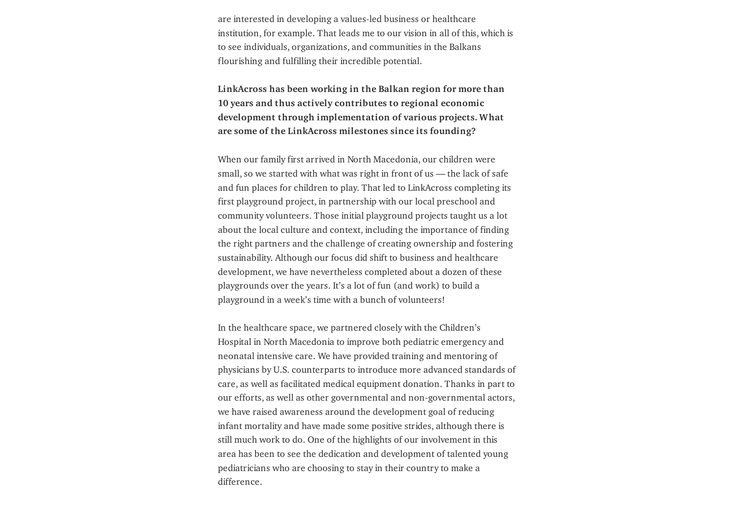are interested in developing a values-led business or healthcare institution, for example. That leads me to our vision in all of this, which is to see individuals, organizations, and communities in the Balkans flourishing and fulfilling their incredible potential.

**LinkAcross has been working in the Balkan region for more than 10 years and thus actively contributes to regional economic development through implementation of various projects. What are some of the LinkAcross milestones since its founding?**

When our family first arrived in North Macedonia, our children were small, so we started with what was right in front of us — the lack of safe and fun places for children to play. That led to LinkAcross completing its first playground project, in partnership with our local preschool and community volunteers. Those initial playground projects taught us a lot about the local culture and context, including the importance of finding the right partners and the challenge of creating ownership and fostering sustainability. Although our focus did shift to business and healthcare development, we have nevertheless completed about a dozen of these playgrounds over the years. It's a lot of fun (and work) to build a playground in a week's time with a bunch of volunteers!

In the healthcare space, we partnered closely with the Children's Hospital in North Macedonia to improve both pediatric emergency and neonatal intensive care. We have provided training and mentoring of physicians by U.S. counterparts to introduce more advanced standards of care, as well as facilitated medical equipment donation. Thanks in part to our efforts, as well as other governmental and non-governmental actors, we have raised awareness around the development goal of reducing infant mortality and have made some positive strides, although there is still much work to do. One of the highlights of our involvement in this area has been to see the dedication and development of talented young pediatricians who are choosing to stay in their country to make a difference.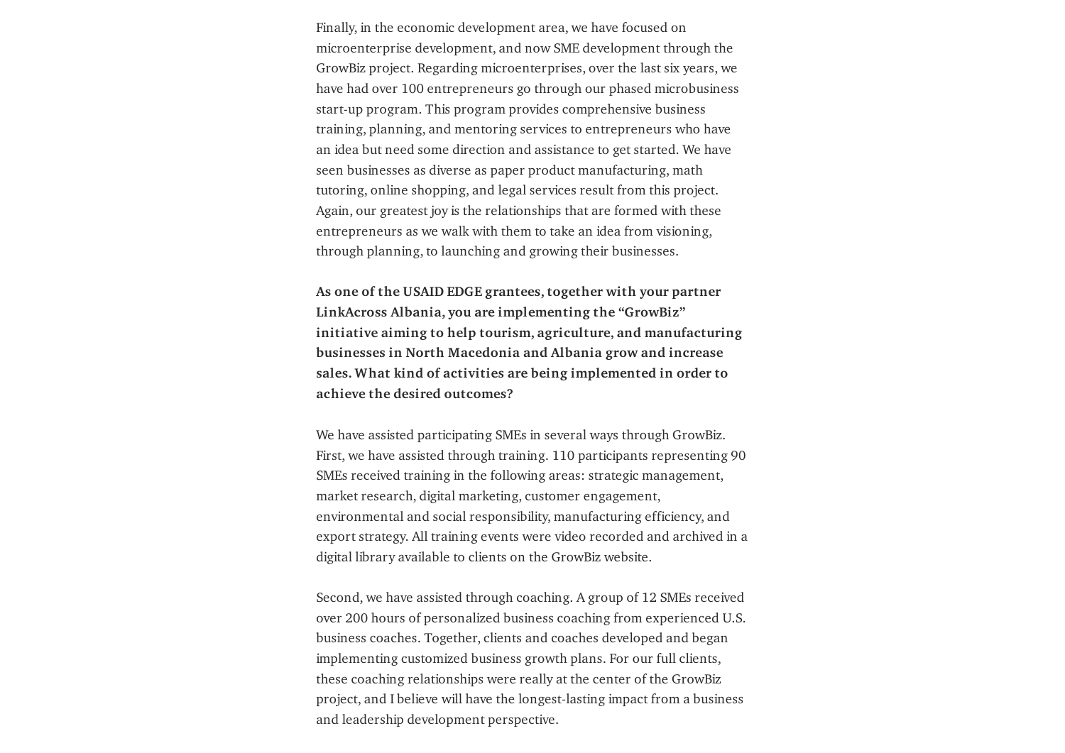Finally, in the economic development area, we have focused on microenterprise development, and now SME development through the GrowBiz project. Regarding microenterprises, over the last six years, we have had over 100 entrepreneurs go through our phased microbusiness start-up program. This program provides comprehensive business training, planning, and mentoring services to entrepreneurs who have an idea but need some direction and assistance to get started. We have seen businesses as diverse as paper product manufacturing, math tutoring, online shopping, and legal services result from this project. Again, our greatest joy is the relationships that are formed with these entrepreneurs as we walk with them to take an idea from visioning, through planning, to launching and growing their businesses.

**As one of the USAID EDGE grantees, together with your partner LinkAcross Albania, you are implementing the "GrowBiz" initiative aiming to help tourism, agriculture, and manufacturing businesses in North Macedonia and Albania grow and increase sales. What kind of activities are being implemented in order to achieve the desired outcomes?**

We have assisted participating SMEs in several ways through GrowBiz. First, we have assisted through training. 110 participants representing 90 SMEs received training in the following areas: strategic management, market research, digital marketing, customer engagement, environmental and social responsibility, manufacturing efficiency, and export strategy. All training events were video recorded and archived in a digital library available to clients on the GrowBiz website.

Second, we have assisted through coaching. A group of 12 SMEs received over 200 hours of personalized business coaching from experienced U.S. business coaches. Together, clients and coaches developed and began implementing customized business growth plans. For our full clients, these coaching relationships were really at the center of the GrowBiz project, and I believe will have the longest-lasting impact from a business and leadership development perspective.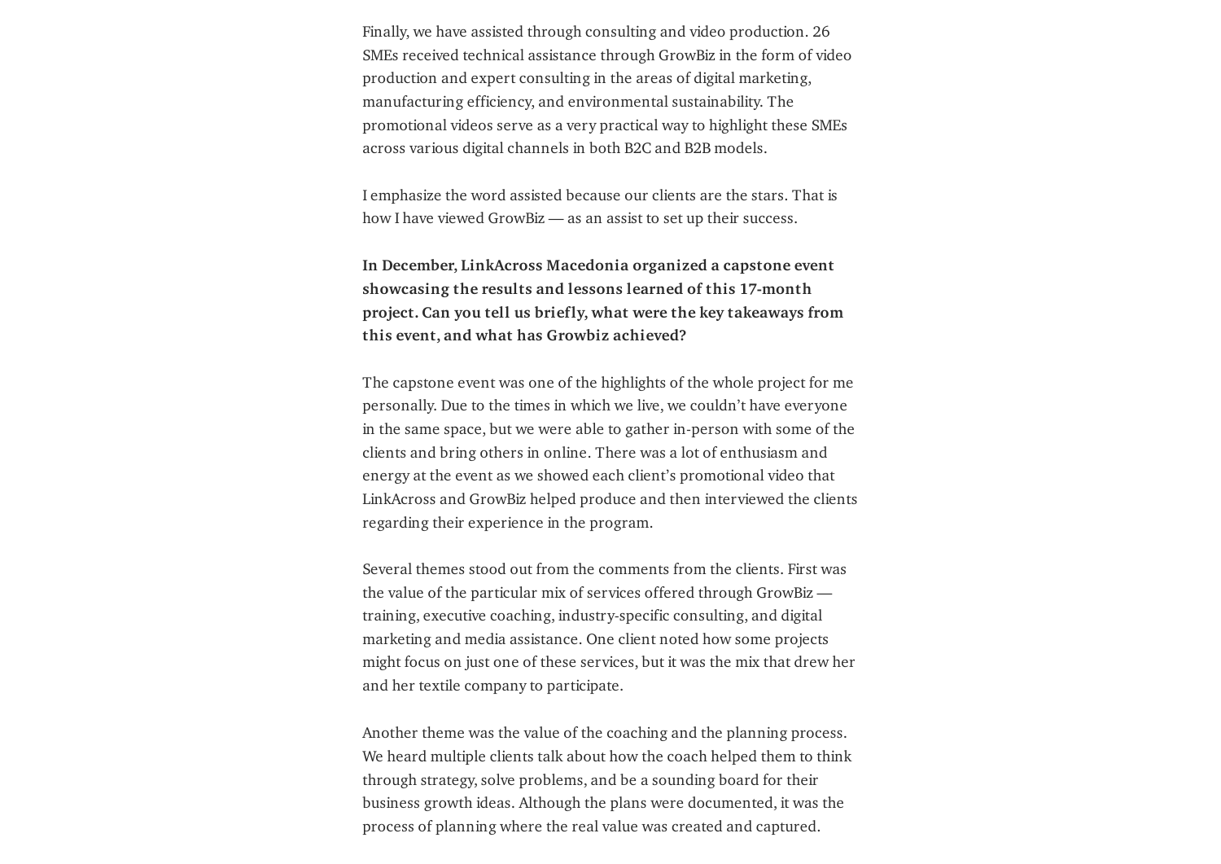Finally, we have assisted through consulting and video production. 26 SMEs received technical assistance through GrowBiz in the form of video production and expert consulting in the areas of digital marketing, manufacturing efficiency, and environmental sustainability. The promotional videos serve as a very practical way to highlight these SMEs across various digital channels in both B2C and B2B models.

I emphasize the word assisted because our clients are the stars. That is how I have viewed GrowBiz — as an assist to set up their success.

**In December, LinkAcross Macedonia organized a capstone event showcasing the results and lessons learned of this 17-month project. Can you tell us briefly, what were the key takeaways from this event, and what has Growbiz achieved?**

The capstone event was one of the highlights of the whole project for me personally. Due to the times in which we live, we couldn't have everyone in the same space, but we were able to gather in-person with some of the clients and bring others in online. There was a lot of enthusiasm and energy at the event as we showed each client's promotional video that LinkAcross and GrowBiz helped produce and then interviewed the clients regarding their experience in the program.

Several themes stood out from the comments from the clients. First was the value of the particular mix of services offered through GrowBiz — training, executive coaching, industry-specific consulting, and digital marketing and media assistance. One client noted how some projects might focus on just one of these services, but it was the mix that drew her and her textile company to participate.

Another theme was the value of the coaching and the planning process. We heard multiple clients talk about how the coach helped them to think through strategy, solve problems, and be a sounding board for their business growth ideas. Although the plans were documented, it was the process of planning where the real value was created and captured.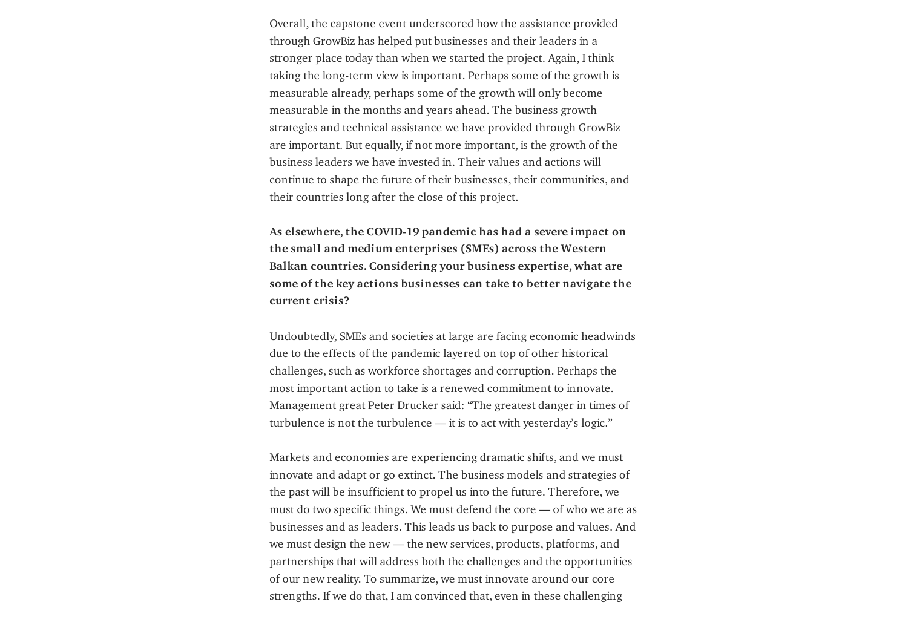Overall, the capstone event underscored how the assistance provided through GrowBiz has helped put businesses and their leaders in a stronger place today than when we started the project. Again, I think taking the long-term view is important. Perhaps some of the growth is measurable already, perhaps some of the growth will only become measurable in the months and years ahead. The business growth strategies and technical assistance we have provided through GrowBiz are important. But equally, if not more important, is the growth of the business leaders we have invested in. Their values and actions will continue to shape the future of their businesses, their communities, and their countries long after the close of this project.

**As elsewhere, the COVID-19 pandemic has had a severe impact on the small and medium enterprises (SMEs) across the Western Balkan countries. Considering your business expertise, what are some of the key actions businesses can take to better navigate the current crisis?**

Undoubtedly, SMEs and societies at large are facing economic headwinds due to the effects of the pandemic layered on top of other historical challenges, such as workforce shortages and corruption. Perhaps the most important action to take is a renewed commitment to innovate. Management great Peter Drucker said: "The greatest danger in times of turbulence is not the turbulence — it is to act with yesterday's logic."

Markets and economies are experiencing dramatic shifts, and we must innovate and adapt or go extinct. The business models and strategies of the past will be insufficient to propel us into the future. Therefore, we must do two specific things. We must defend the core — of who we are as businesses and as leaders. This leads us back to purpose and values. And we must design the new — the new services, products, platforms, and partnerships that will address both the challenges and the opportunities of our new reality. To summarize, we must innovate around our core strengths. If we do that, I am convinced that, even in these challenging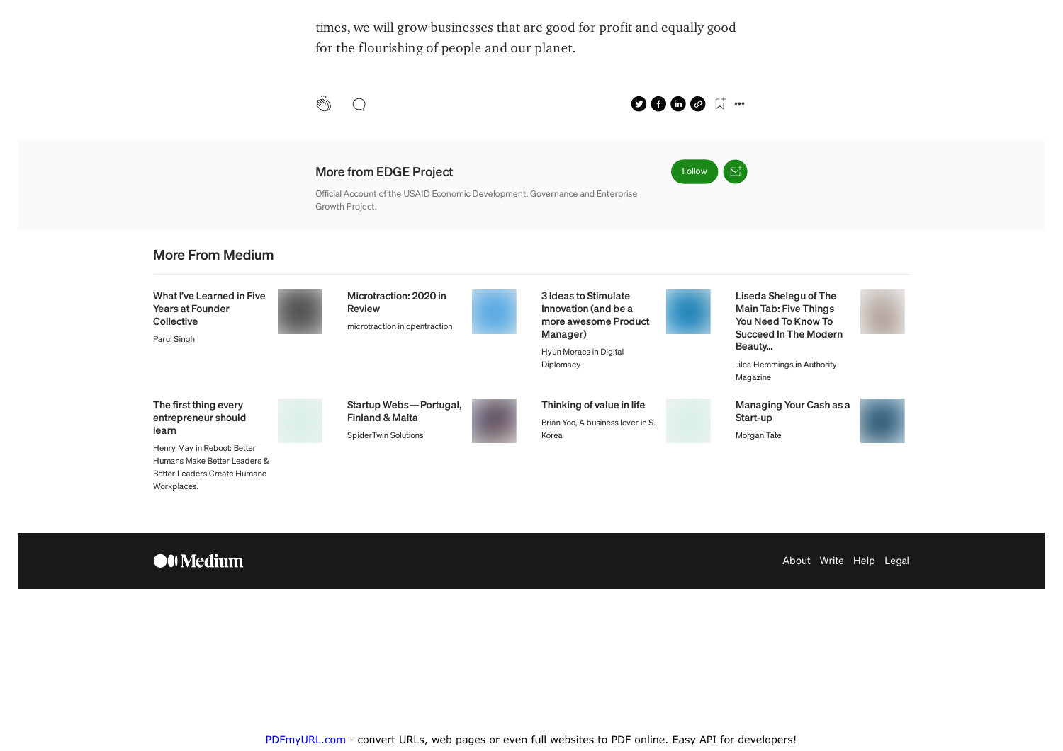times, we will grow businesses that are good for profit and equally good for the flourishing of people and our planet.

## More from EDGE Project

Official Account of the USAID Economic Development, Governance and Enterprise Growth Project.

Follow

## More From Medium

**What I've Learned in Five Years at Founder Collective**
Parul Singh

**Microtraction: 2020 in Review**
microtraction in opentraction

**3 Ideas to Stimulate Innovation (and be a more awesome Product Manager)**
Hyun Moraes in Digital Diplomacy

**Liseda Shelegu of The Main Tab: Five Things You Need To Know To Succeed In The Modern Beauty…**
Jilea Hemmings in Authority Magazine

**The first thing every entrepreneur should learn**
Henry May in Reboot: Better Humans Make Better Leaders & Better Leaders Create Humane Workplaces.

**Startup Webs — Portugal, Finland & Malta**
SpiderTwin Solutions

**Thinking of value in life**
Brian Yoo, A business lover in S. Korea

**Managing Your Cash as a Start-up**
Morgan Tate

Medium

About Write Help Legal

PDFmyURL.com - convert URLs, web pages or even full websites to PDF online. Easy API for developers!